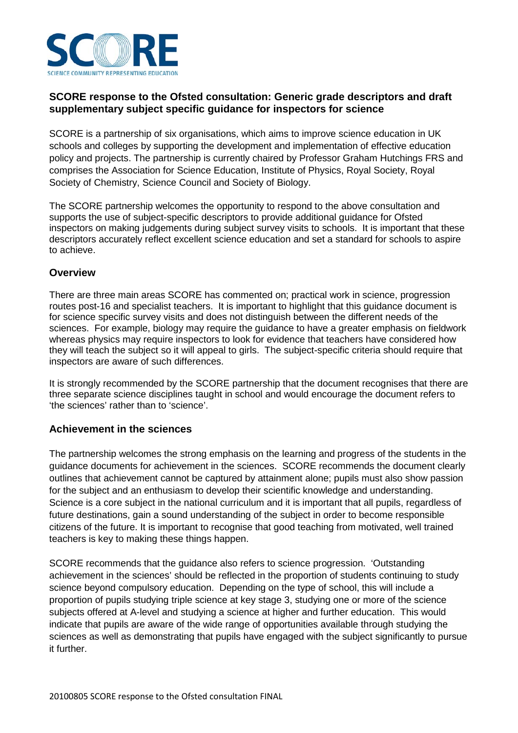SCORE
SCIENCE COMMUNITY REPRESENTING EDUCATION

**SCORE response to the Ofsted consultation: Generic grade descriptors and draft supplementary subject specific guidance for inspectors for science**

SCORE is a partnership of six organisations, which aims to improve science education in UK schools and colleges by supporting the development and implementation of effective education policy and projects. The partnership is currently chaired by Professor Graham Hutchings FRS and comprises the Association for Science Education, Institute of Physics, Royal Society, Royal Society of Chemistry, Science Council and Society of Biology.

The SCORE partnership welcomes the opportunity to respond to the above consultation and supports the use of subject-specific descriptors to provide additional guidance for Ofsted inspectors on making judgements during subject survey visits to schools. It is important that these descriptors accurately reflect excellent science education and set a standard for schools to aspire to achieve.

## Overview

There are three main areas SCORE has commented on; practical work in science, progression routes post-16 and specialist teachers. It is important to highlight that this guidance document is for science specific survey visits and does not distinguish between the different needs of the sciences. For example, biology may require the guidance to have a greater emphasis on fieldwork whereas physics may require inspectors to look for evidence that teachers have considered how they will teach the subject so it will appeal to girls. The subject-specific criteria should require that inspectors are aware of such differences.

It is strongly recommended by the SCORE partnership that the document recognises that there are three separate science disciplines taught in school and would encourage the document refers to 'the sciences' rather than to 'science'.

## Achievement in the sciences

The partnership welcomes the strong emphasis on the learning and progress of the students in the guidance documents for achievement in the sciences. SCORE recommends the document clearly outlines that achievement cannot be captured by attainment alone; pupils must also show passion for the subject and an enthusiasm to develop their scientific knowledge and understanding. Science is a core subject in the national curriculum and it is important that all pupils, regardless of future destinations, gain a sound understanding of the subject in order to become responsible citizens of the future. It is important to recognise that good teaching from motivated, well trained teachers is key to making these things happen.

SCORE recommends that the guidance also refers to science progression. 'Outstanding achievement in the sciences' should be reflected in the proportion of students continuing to study science beyond compulsory education. Depending on the type of school, this will include a proportion of pupils studying triple science at key stage 3, studying one or more of the science subjects offered at A-level and studying a science at higher and further education. This would indicate that pupils are aware of the wide range of opportunities available through studying the sciences as well as demonstrating that pupils have engaged with the subject significantly to pursue it further.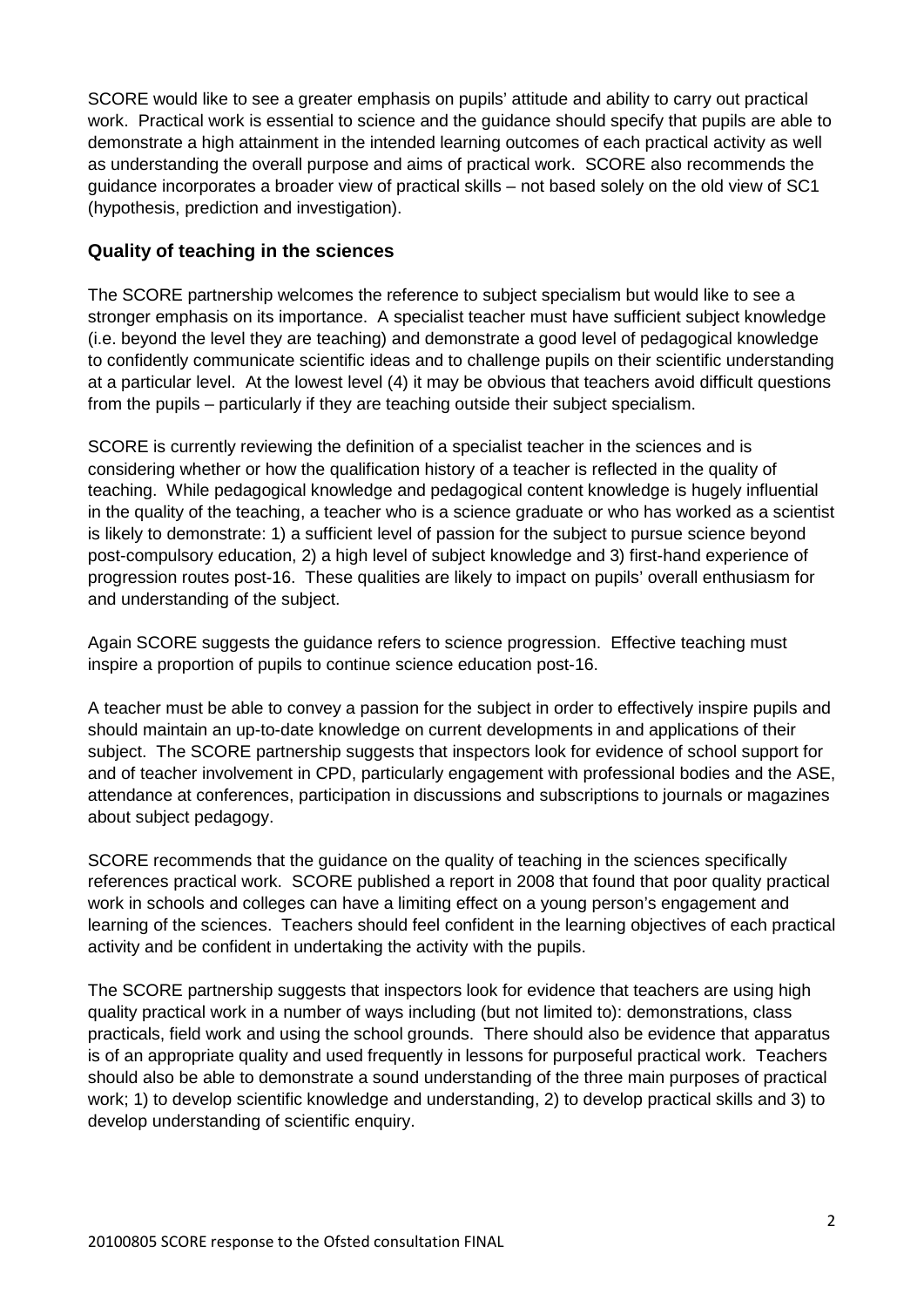SCORE would like to see a greater emphasis on pupils' attitude and ability to carry out practical work. Practical work is essential to science and the guidance should specify that pupils are able to demonstrate a high attainment in the intended learning outcomes of each practical activity as well as understanding the overall purpose and aims of practical work. SCORE also recommends the guidance incorporates a broader view of practical skills – not based solely on the old view of SC1 (hypothesis, prediction and investigation).

## Quality of teaching in the sciences

The SCORE partnership welcomes the reference to subject specialism but would like to see a stronger emphasis on its importance. A specialist teacher must have sufficient subject knowledge (i.e. beyond the level they are teaching) and demonstrate a good level of pedagogical knowledge to confidently communicate scientific ideas and to challenge pupils on their scientific understanding at a particular level. At the lowest level (4) it may be obvious that teachers avoid difficult questions from the pupils – particularly if they are teaching outside their subject specialism.

SCORE is currently reviewing the definition of a specialist teacher in the sciences and is considering whether or how the qualification history of a teacher is reflected in the quality of teaching. While pedagogical knowledge and pedagogical content knowledge is hugely influential in the quality of the teaching, a teacher who is a science graduate or who has worked as a scientist is likely to demonstrate: 1) a sufficient level of passion for the subject to pursue science beyond post-compulsory education, 2) a high level of subject knowledge and 3) first-hand experience of progression routes post-16. These qualities are likely to impact on pupils' overall enthusiasm for and understanding of the subject.

Again SCORE suggests the guidance refers to science progression. Effective teaching must inspire a proportion of pupils to continue science education post-16.

A teacher must be able to convey a passion for the subject in order to effectively inspire pupils and should maintain an up-to-date knowledge on current developments in and applications of their subject. The SCORE partnership suggests that inspectors look for evidence of school support for and of teacher involvement in CPD, particularly engagement with professional bodies and the ASE, attendance at conferences, participation in discussions and subscriptions to journals or magazines about subject pedagogy.

SCORE recommends that the guidance on the quality of teaching in the sciences specifically references practical work. SCORE published a report in 2008 that found that poor quality practical work in schools and colleges can have a limiting effect on a young person's engagement and learning of the sciences. Teachers should feel confident in the learning objectives of each practical activity and be confident in undertaking the activity with the pupils.

The SCORE partnership suggests that inspectors look for evidence that teachers are using high quality practical work in a number of ways including (but not limited to): demonstrations, class practicals, field work and using the school grounds. There should also be evidence that apparatus is of an appropriate quality and used frequently in lessons for purposeful practical work. Teachers should also be able to demonstrate a sound understanding of the three main purposes of practical work; 1) to develop scientific knowledge and understanding, 2) to develop practical skills and 3) to develop understanding of scientific enquiry.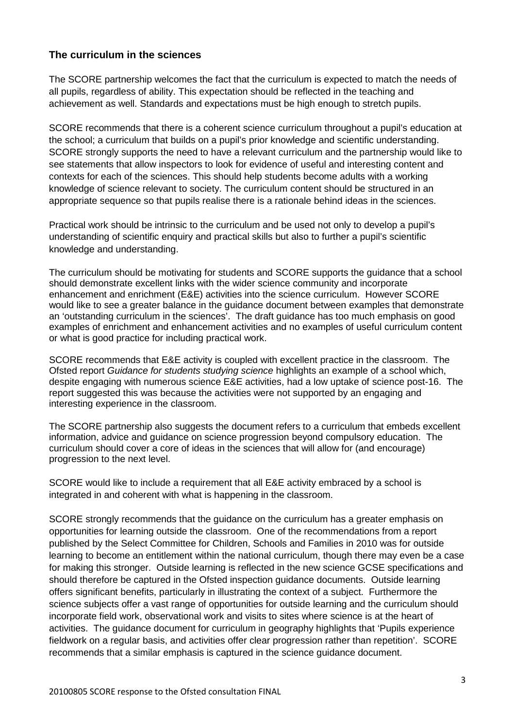## The curriculum in the sciences

The SCORE partnership welcomes the fact that the curriculum is expected to match the needs of all pupils, regardless of ability. This expectation should be reflected in the teaching and achievement as well. Standards and expectations must be high enough to stretch pupils.

SCORE recommends that there is a coherent science curriculum throughout a pupil's education at the school; a curriculum that builds on a pupil's prior knowledge and scientific understanding. SCORE strongly supports the need to have a relevant curriculum and the partnership would like to see statements that allow inspectors to look for evidence of useful and interesting content and contexts for each of the sciences. This should help students become adults with a working knowledge of science relevant to society. The curriculum content should be structured in an appropriate sequence so that pupils realise there is a rationale behind ideas in the sciences.

Practical work should be intrinsic to the curriculum and be used not only to develop a pupil's understanding of scientific enquiry and practical skills but also to further a pupil's scientific knowledge and understanding.

The curriculum should be motivating for students and SCORE supports the guidance that a school should demonstrate excellent links with the wider science community and incorporate enhancement and enrichment (E&E) activities into the science curriculum. However SCORE would like to see a greater balance in the guidance document between examples that demonstrate an 'outstanding curriculum in the sciences'. The draft guidance has too much emphasis on good examples of enrichment and enhancement activities and no examples of useful curriculum content or what is good practice for including practical work.

SCORE recommends that E&E activity is coupled with excellent practice in the classroom. The Ofsted report *Guidance for students studying science* highlights an example of a school which, despite engaging with numerous science E&E activities, had a low uptake of science post-16. The report suggested this was because the activities were not supported by an engaging and interesting experience in the classroom.

The SCORE partnership also suggests the document refers to a curriculum that embeds excellent information, advice and guidance on science progression beyond compulsory education. The curriculum should cover a core of ideas in the sciences that will allow for (and encourage) progression to the next level.

SCORE would like to include a requirement that all E&E activity embraced by a school is integrated in and coherent with what is happening in the classroom.

SCORE strongly recommends that the guidance on the curriculum has a greater emphasis on opportunities for learning outside the classroom. One of the recommendations from a report published by the Select Committee for Children, Schools and Families in 2010 was for outside learning to become an entitlement within the national curriculum, though there may even be a case for making this stronger. Outside learning is reflected in the new science GCSE specifications and should therefore be captured in the Ofsted inspection guidance documents. Outside learning offers significant benefits, particularly in illustrating the context of a subject. Furthermore the science subjects offer a vast range of opportunities for outside learning and the curriculum should incorporate field work, observational work and visits to sites where science is at the heart of activities. The guidance document for curriculum in geography highlights that 'Pupils experience fieldwork on a regular basis, and activities offer clear progression rather than repetition'. SCORE recommends that a similar emphasis is captured in the science guidance document.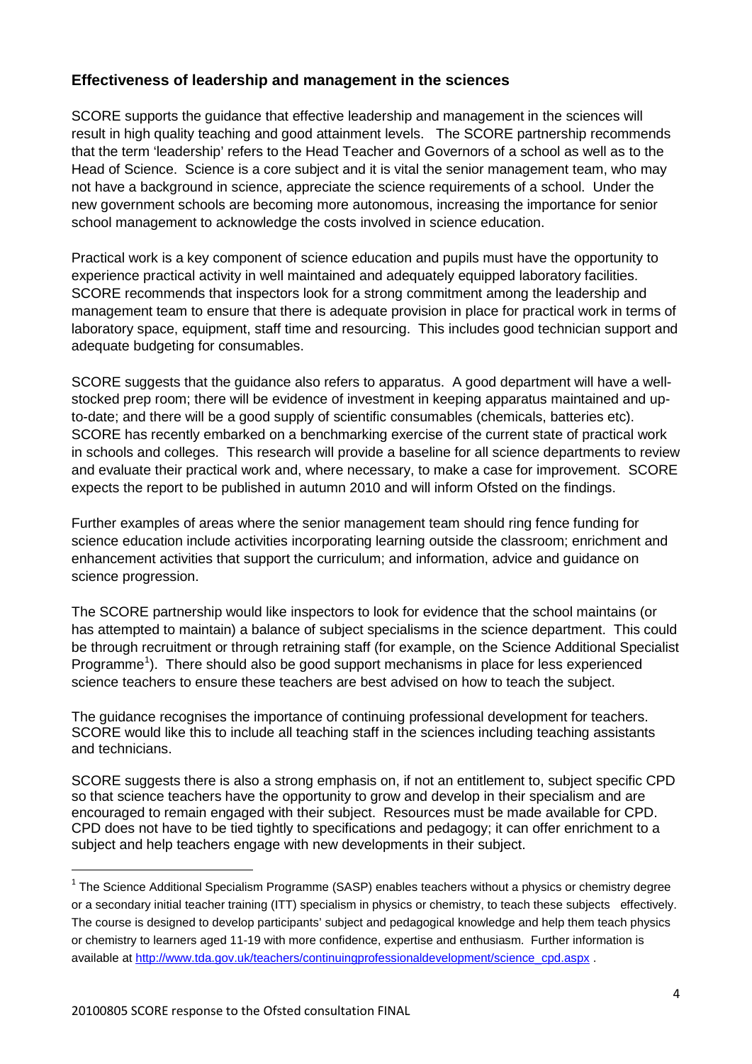## Effectiveness of leadership and management in the sciences

SCORE supports the guidance that effective leadership and management in the sciences will result in high quality teaching and good attainment levels. The SCORE partnership recommends that the term 'leadership' refers to the Head Teacher and Governors of a school as well as to the Head of Science. Science is a core subject and it is vital the senior management team, who may not have a background in science, appreciate the science requirements of a school. Under the new government schools are becoming more autonomous, increasing the importance for senior school management to acknowledge the costs involved in science education.

Practical work is a key component of science education and pupils must have the opportunity to experience practical activity in well maintained and adequately equipped laboratory facilities. SCORE recommends that inspectors look for a strong commitment among the leadership and management team to ensure that there is adequate provision in place for practical work in terms of laboratory space, equipment, staff time and resourcing. This includes good technician support and adequate budgeting for consumables.

SCORE suggests that the guidance also refers to apparatus. A good department will have a well-stocked prep room; there will be evidence of investment in keeping apparatus maintained and up-to-date; and there will be a good supply of scientific consumables (chemicals, batteries etc). SCORE has recently embarked on a benchmarking exercise of the current state of practical work in schools and colleges. This research will provide a baseline for all science departments to review and evaluate their practical work and, where necessary, to make a case for improvement. SCORE expects the report to be published in autumn 2010 and will inform Ofsted on the findings.

Further examples of areas where the senior management team should ring fence funding for science education include activities incorporating learning outside the classroom; enrichment and enhancement activities that support the curriculum; and information, advice and guidance on science progression.

The SCORE partnership would like inspectors to look for evidence that the school maintains (or has attempted to maintain) a balance of subject specialisms in the science department. This could be through recruitment or through retraining staff (for example, on the Science Additional Specialist Programme[1]). There should also be good support mechanisms in place for less experienced science teachers to ensure these teachers are best advised on how to teach the subject.

The guidance recognises the importance of continuing professional development for teachers. SCORE would like this to include all teaching staff in the sciences including teaching assistants and technicians.

SCORE suggests there is also a strong emphasis on, if not an entitlement to, subject specific CPD so that science teachers have the opportunity to grow and develop in their specialism and are encouraged to remain engaged with their subject. Resources must be made available for CPD. CPD does not have to be tied tightly to specifications and pedagogy; it can offer enrichment to a subject and help teachers engage with new developments in their subject.

---

[1] The Science Additional Specialism Programme (SASP) enables teachers without a physics or chemistry degree or a secondary initial teacher training (ITT) specialism in physics or chemistry, to teach these subjects effectively. The course is designed to develop participants' subject and pedagogical knowledge and help them teach physics or chemistry to learners aged 11-19 with more confidence, expertise and enthusiasm. Further information is available at http://www.tda.gov.uk/teachers/continuingprofessionaldevelopment/science_cpd.aspx .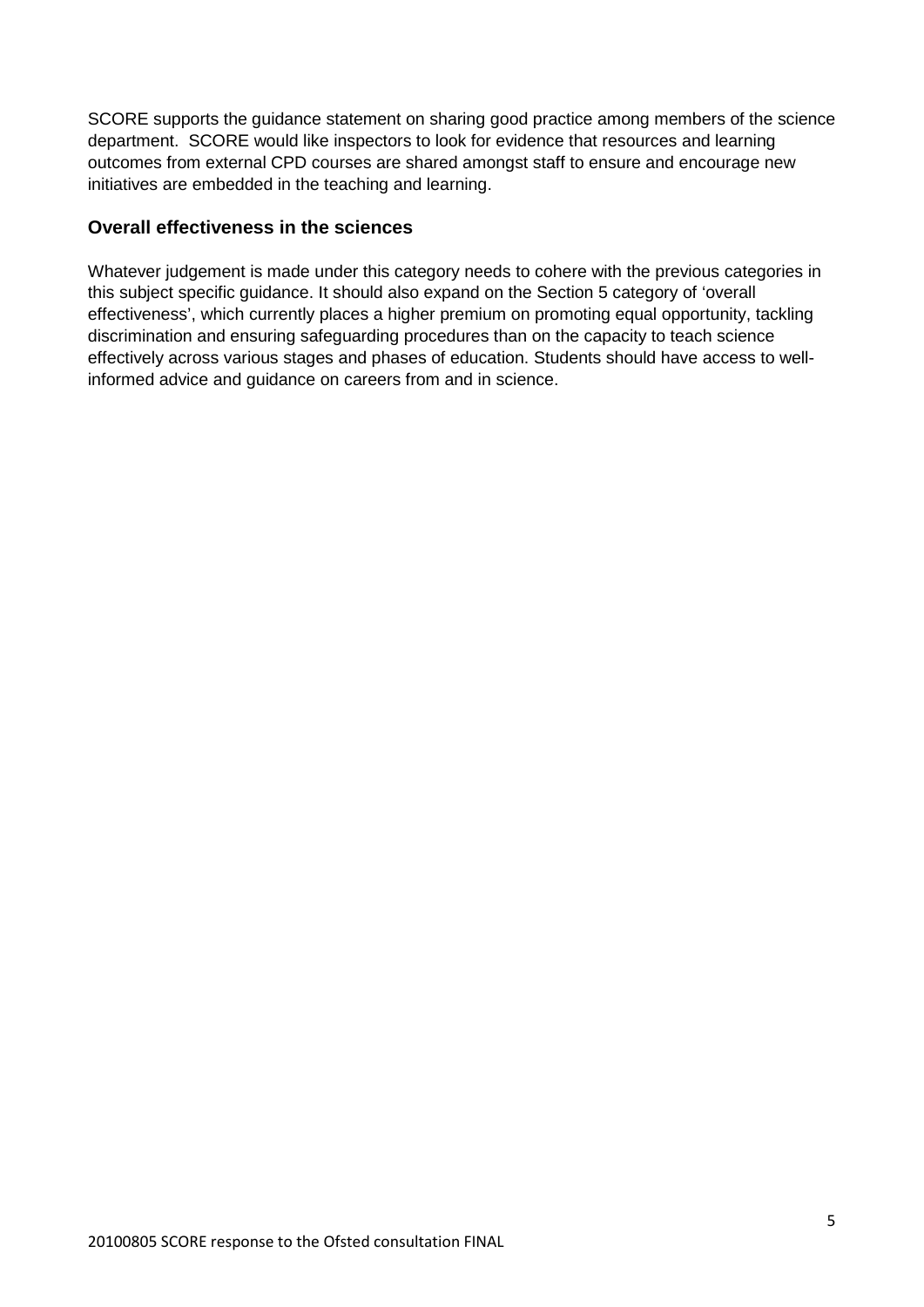SCORE supports the guidance statement on sharing good practice among members of the science department. SCORE would like inspectors to look for evidence that resources and learning outcomes from external CPD courses are shared amongst staff to ensure and encourage new initiatives are embedded in the teaching and learning.

### Overall effectiveness in the sciences

Whatever judgement is made under this category needs to cohere with the previous categories in this subject specific guidance. It should also expand on the Section 5 category of 'overall effectiveness', which currently places a higher premium on promoting equal opportunity, tackling discrimination and ensuring safeguarding procedures than on the capacity to teach science effectively across various stages and phases of education. Students should have access to well-informed advice and guidance on careers from and in science.